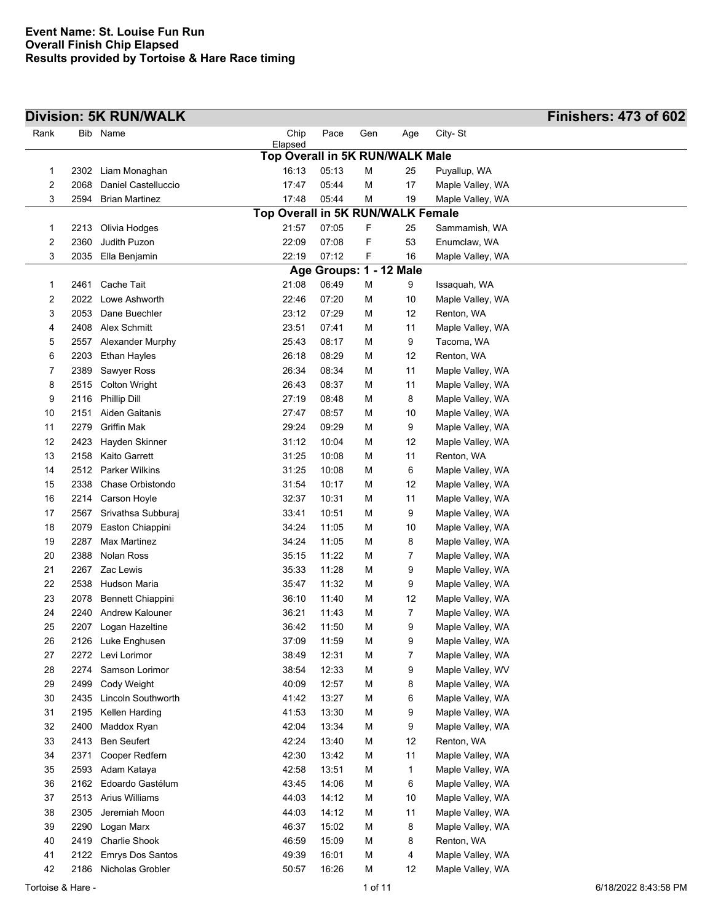**Event Name: St. Louise Fun Run**
**Overall Finish Chip Elapsed**
**Results provided by Tortoise & Hare Race timing**

## Division: 5K RUN/WALK

**Finishers: 473 of 602**

| Rank | Bib | Name | Chip Elapsed | Pace | Gen | Age | City- St |
|---|---|---|---|---|---|---|---|
| **Top Overall in 5K RUN/WALK Male** | | | | | | | |
| 1 | 2302 | Liam Monaghan | 16:13 | 05:13 | M | 25 | Puyallup, WA |
| 2 | 2068 | Daniel Castelluccio | 17:47 | 05:44 | M | 17 | Maple Valley, WA |
| 3 | 2594 | Brian Martinez | 17:48 | 05:44 | M | 19 | Maple Valley, WA |
| **Top Overall in 5K RUN/WALK Female** | | | | | | | |
| 1 | 2213 | Olivia Hodges | 21:57 | 07:05 | F | 25 | Sammamish, WA |
| 2 | 2360 | Judith Puzon | 22:09 | 07:08 | F | 53 | Enumclaw, WA |
| 3 | 2035 | Ella Benjamin | 22:19 | 07:12 | F | 16 | Maple Valley, WA |
| **Age Groups: 1 - 12 Male** | | | | | | | |
| 1 | 2461 | Cache Tait | 21:08 | 06:49 | M | 9 | Issaquah, WA |
| 2 | 2022 | Lowe Ashworth | 22:46 | 07:20 | M | 10 | Maple Valley, WA |
| 3 | 2053 | Dane Buechler | 23:12 | 07:29 | M | 12 | Renton, WA |
| 4 | 2408 | Alex Schmitt | 23:51 | 07:41 | M | 11 | Maple Valley, WA |
| 5 | 2557 | Alexander Murphy | 25:43 | 08:17 | M | 9 | Tacoma, WA |
| 6 | 2203 | Ethan Hayles | 26:18 | 08:29 | M | 12 | Renton, WA |
| 7 | 2389 | Sawyer Ross | 26:34 | 08:34 | M | 11 | Maple Valley, WA |
| 8 | 2515 | Colton Wright | 26:43 | 08:37 | M | 11 | Maple Valley, WA |
| 9 | 2116 | Phillip Dill | 27:19 | 08:48 | M | 8 | Maple Valley, WA |
| 10 | 2151 | Aiden Gaitanis | 27:47 | 08:57 | M | 10 | Maple Valley, WA |
| 11 | 2279 | Griffin Mak | 29:24 | 09:29 | M | 9 | Maple Valley, WA |
| 12 | 2423 | Hayden Skinner | 31:12 | 10:04 | M | 12 | Maple Valley, WA |
| 13 | 2158 | Kaito Garrett | 31:25 | 10:08 | M | 11 | Renton, WA |
| 14 | 2512 | Parker Wilkins | 31:25 | 10:08 | M | 6 | Maple Valley, WA |
| 15 | 2338 | Chase Orbistondo | 31:54 | 10:17 | M | 12 | Maple Valley, WA |
| 16 | 2214 | Carson Hoyle | 32:37 | 10:31 | M | 11 | Maple Valley, WA |
| 17 | 2567 | Srivathsa Subburaj | 33:41 | 10:51 | M | 9 | Maple Valley, WA |
| 18 | 2079 | Easton Chiappini | 34:24 | 11:05 | M | 10 | Maple Valley, WA |
| 19 | 2287 | Max Martinez | 34:24 | 11:05 | M | 8 | Maple Valley, WA |
| 20 | 2388 | Nolan Ross | 35:15 | 11:22 | M | 7 | Maple Valley, WA |
| 21 | 2267 | Zac Lewis | 35:33 | 11:28 | M | 9 | Maple Valley, WA |
| 22 | 2538 | Hudson Maria | 35:47 | 11:32 | M | 9 | Maple Valley, WA |
| 23 | 2078 | Bennett Chiappini | 36:10 | 11:40 | M | 12 | Maple Valley, WA |
| 24 | 2240 | Andrew Kalouner | 36:21 | 11:43 | M | 7 | Maple Valley, WA |
| 25 | 2207 | Logan Hazeltine | 36:42 | 11:50 | M | 9 | Maple Valley, WA |
| 26 | 2126 | Luke Enghusen | 37:09 | 11:59 | M | 9 | Maple Valley, WA |
| 27 | 2272 | Levi Lorimor | 38:49 | 12:31 | M | 7 | Maple Valley, WA |
| 28 | 2274 | Samson Lorimor | 38:54 | 12:33 | M | 9 | Maple Valley, WV |
| 29 | 2499 | Cody Weight | 40:09 | 12:57 | M | 8 | Maple Valley, WA |
| 30 | 2435 | Lincoln Southworth | 41:42 | 13:27 | M | 6 | Maple Valley, WA |
| 31 | 2195 | Kellen Harding | 41:53 | 13:30 | M | 9 | Maple Valley, WA |
| 32 | 2400 | Maddox Ryan | 42:04 | 13:34 | M | 9 | Maple Valley, WA |
| 33 | 2413 | Ben Seufert | 42:24 | 13:40 | M | 12 | Renton, WA |
| 34 | 2371 | Cooper Redfern | 42:30 | 13:42 | M | 11 | Maple Valley, WA |
| 35 | 2593 | Adam Kataya | 42:58 | 13:51 | M | 1 | Maple Valley, WA |
| 36 | 2162 | Edoardo Gastélum | 43:45 | 14:06 | M | 6 | Maple Valley, WA |
| 37 | 2513 | Arius Williams | 44:03 | 14:12 | M | 10 | Maple Valley, WA |
| 38 | 2305 | Jeremiah Moon | 44:03 | 14:12 | M | 11 | Maple Valley, WA |
| 39 | 2290 | Logan Marx | 46:37 | 15:02 | M | 8 | Maple Valley, WA |
| 40 | 2419 | Charlie Shook | 46:59 | 15:09 | M | 8 | Renton, WA |
| 41 | 2122 | Emrys Dos Santos | 49:39 | 16:01 | M | 4 | Maple Valley, WA |
| 42 | 2186 | Nicholas Grobler | 50:57 | 16:26 | M | 12 | Maple Valley, WA |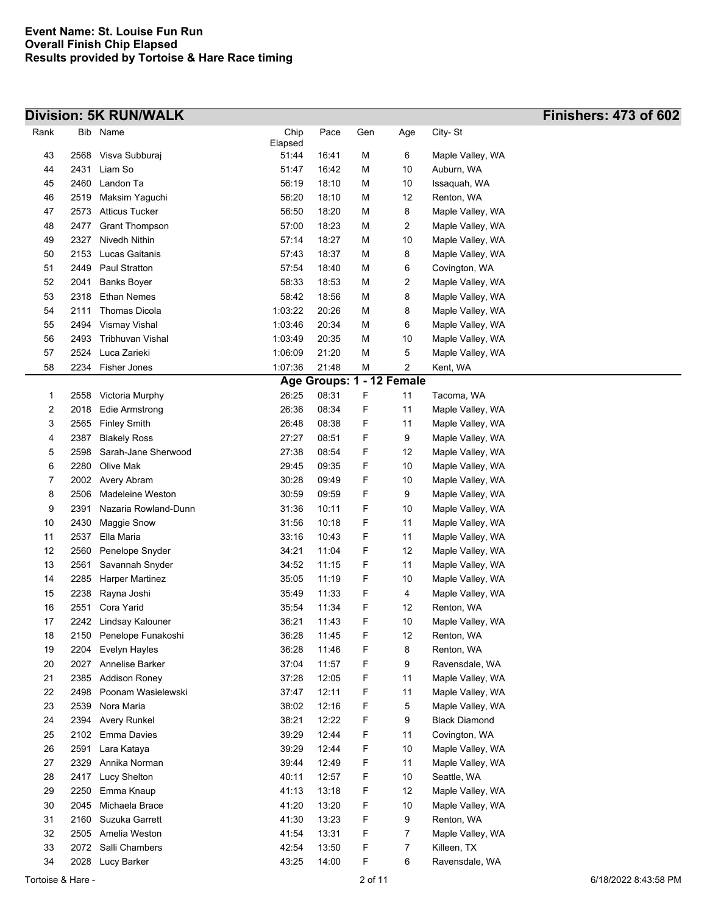**Event Name: St. Louise Fun Run**
**Overall Finish Chip Elapsed**
**Results provided by Tortoise & Hare Race timing**

## Division: 5K RUN/WALK — Finishers: 473 of 602

| Rank | Bib | Name | Chip Elapsed | Pace | Gen | Age | City- St |
|---|---|---|---|---|---|---|---|
| 43 | 2568 | Visva Subburaj | 51:44 | 16:41 | M | 6 | Maple Valley, WA |
| 44 | 2431 | Liam So | 51:47 | 16:42 | M | 10 | Auburn, WA |
| 45 | 2460 | Landon Ta | 56:19 | 18:10 | M | 10 | Issaquah, WA |
| 46 | 2519 | Maksim Yaguchi | 56:20 | 18:10 | M | 12 | Renton, WA |
| 47 | 2573 | Atticus Tucker | 56:50 | 18:20 | M | 8 | Maple Valley, WA |
| 48 | 2477 | Grant Thompson | 57:00 | 18:23 | M | 2 | Maple Valley, WA |
| 49 | 2327 | Nivedh Nithin | 57:14 | 18:27 | M | 10 | Maple Valley, WA |
| 50 | 2153 | Lucas Gaitanis | 57:43 | 18:37 | M | 8 | Maple Valley, WA |
| 51 | 2449 | Paul Stratton | 57:54 | 18:40 | M | 6 | Covington, WA |
| 52 | 2041 | Banks Boyer | 58:33 | 18:53 | M | 2 | Maple Valley, WA |
| 53 | 2318 | Ethan Nemes | 58:42 | 18:56 | M | 8 | Maple Valley, WA |
| 54 | 2111 | Thomas Dicola | 1:03:22 | 20:26 | M | 8 | Maple Valley, WA |
| 55 | 2494 | Vismay Vishal | 1:03:46 | 20:34 | M | 6 | Maple Valley, WA |
| 56 | 2493 | Tribhuvan Vishal | 1:03:49 | 20:35 | M | 10 | Maple Valley, WA |
| 57 | 2524 | Luca Zarieki | 1:06:09 | 21:20 | M | 5 | Maple Valley, WA |
| 58 | 2234 | Fisher Jones | 1:07:36 | 21:48 | M | 2 | Kent, WA |

### Age Groups: 1 - 12 Female

| Rank | Bib | Name | Chip Elapsed | Pace | Gen | Age | City- St |
|---|---|---|---|---|---|---|---|
| 1 | 2558 | Victoria Murphy | 26:25 | 08:31 | F | 11 | Tacoma, WA |
| 2 | 2018 | Edie Armstrong | 26:36 | 08:34 | F | 11 | Maple Valley, WA |
| 3 | 2565 | Finley Smith | 26:48 | 08:38 | F | 11 | Maple Valley, WA |
| 4 | 2387 | Blakely Ross | 27:27 | 08:51 | F | 9 | Maple Valley, WA |
| 5 | 2598 | Sarah-Jane Sherwood | 27:38 | 08:54 | F | 12 | Maple Valley, WA |
| 6 | 2280 | Olive Mak | 29:45 | 09:35 | F | 10 | Maple Valley, WA |
| 7 | 2002 | Avery Abram | 30:28 | 09:49 | F | 10 | Maple Valley, WA |
| 8 | 2506 | Madeleine Weston | 30:59 | 09:59 | F | 9 | Maple Valley, WA |
| 9 | 2391 | Nazaria Rowland-Dunn | 31:36 | 10:11 | F | 10 | Maple Valley, WA |
| 10 | 2430 | Maggie Snow | 31:56 | 10:18 | F | 11 | Maple Valley, WA |
| 11 | 2537 | Ella Maria | 33:16 | 10:43 | F | 11 | Maple Valley, WA |
| 12 | 2560 | Penelope Snyder | 34:21 | 11:04 | F | 12 | Maple Valley, WA |
| 13 | 2561 | Savannah Snyder | 34:52 | 11:15 | F | 11 | Maple Valley, WA |
| 14 | 2285 | Harper Martinez | 35:05 | 11:19 | F | 10 | Maple Valley, WA |
| 15 | 2238 | Rayna Joshi | 35:49 | 11:33 | F | 4 | Maple Valley, WA |
| 16 | 2551 | Cora Yarid | 35:54 | 11:34 | F | 12 | Renton, WA |
| 17 | 2242 | Lindsay Kalouner | 36:21 | 11:43 | F | 10 | Maple Valley, WA |
| 18 | 2150 | Penelope Funakoshi | 36:28 | 11:45 | F | 12 | Renton, WA |
| 19 | 2204 | Evelyn Hayles | 36:28 | 11:46 | F | 8 | Renton, WA |
| 20 | 2027 | Annelise Barker | 37:04 | 11:57 | F | 9 | Ravensdale, WA |
| 21 | 2385 | Addison Roney | 37:28 | 12:05 | F | 11 | Maple Valley, WA |
| 22 | 2498 | Poonam Wasielewski | 37:47 | 12:11 | F | 11 | Maple Valley, WA |
| 23 | 2539 | Nora Maria | 38:02 | 12:16 | F | 5 | Maple Valley, WA |
| 24 | 2394 | Avery Runkel | 38:21 | 12:22 | F | 9 | Black Diamond |
| 25 | 2102 | Emma Davies | 39:29 | 12:44 | F | 11 | Covington, WA |
| 26 | 2591 | Lara Kataya | 39:29 | 12:44 | F | 10 | Maple Valley, WA |
| 27 | 2329 | Annika Norman | 39:44 | 12:49 | F | 11 | Maple Valley, WA |
| 28 | 2417 | Lucy Shelton | 40:11 | 12:57 | F | 10 | Seattle, WA |
| 29 | 2250 | Emma Knaup | 41:13 | 13:18 | F | 12 | Maple Valley, WA |
| 30 | 2045 | Michaela Brace | 41:20 | 13:20 | F | 10 | Maple Valley, WA |
| 31 | 2160 | Suzuka Garrett | 41:30 | 13:23 | F | 9 | Renton, WA |
| 32 | 2505 | Amelia Weston | 41:54 | 13:31 | F | 7 | Maple Valley, WA |
| 33 | 2072 | Salli Chambers | 42:54 | 13:50 | F | 7 | Killeen, TX |
| 34 | 2028 | Lucy Barker | 43:25 | 14:00 | F | 6 | Ravensdale, WA |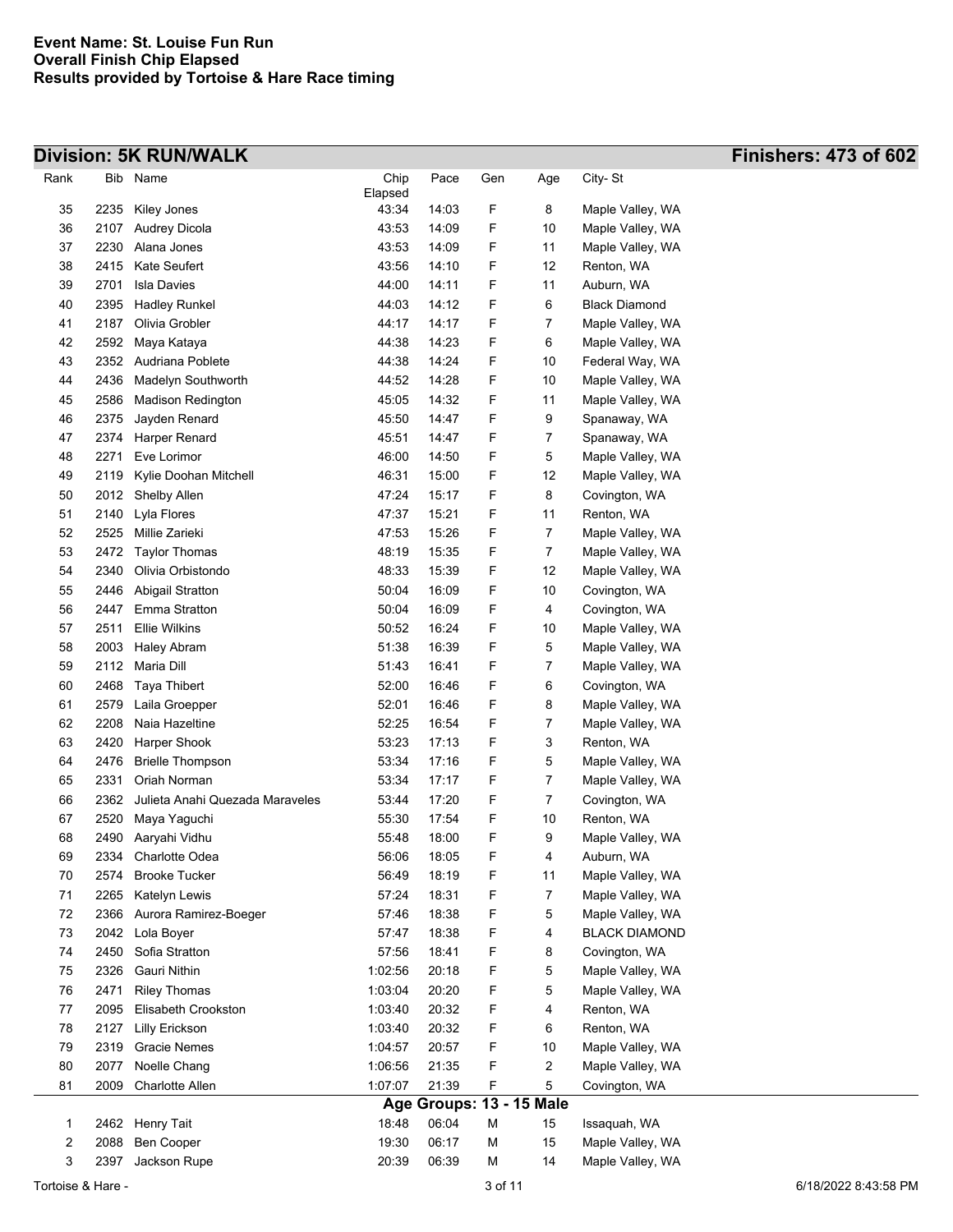**Event Name: St. Louise Fun Run**
**Overall Finish Chip Elapsed**
**Results provided by Tortoise & Hare Race timing**

## Division: 5K RUN/WALK — Finishers: 473 of 602

| Rank | Bib | Name | Chip Elapsed | Pace | Gen | Age | City- St |
|---|---|---|---|---|---|---|---|
| 35 | 2235 | Kiley Jones | 43:34 | 14:03 | F | 8 | Maple Valley, WA |
| 36 | 2107 | Audrey Dicola | 43:53 | 14:09 | F | 10 | Maple Valley, WA |
| 37 | 2230 | Alana Jones | 43:53 | 14:09 | F | 11 | Maple Valley, WA |
| 38 | 2415 | Kate Seufert | 43:56 | 14:10 | F | 12 | Renton, WA |
| 39 | 2701 | Isla Davies | 44:00 | 14:11 | F | 11 | Auburn, WA |
| 40 | 2395 | Hadley Runkel | 44:03 | 14:12 | F | 6 | Black Diamond |
| 41 | 2187 | Olivia Grobler | 44:17 | 14:17 | F | 7 | Maple Valley, WA |
| 42 | 2592 | Maya Kataya | 44:38 | 14:23 | F | 6 | Maple Valley, WA |
| 43 | 2352 | Audriana Poblete | 44:38 | 14:24 | F | 10 | Federal Way, WA |
| 44 | 2436 | Madelyn Southworth | 44:52 | 14:28 | F | 10 | Maple Valley, WA |
| 45 | 2586 | Madison Redington | 45:05 | 14:32 | F | 11 | Maple Valley, WA |
| 46 | 2375 | Jayden Renard | 45:50 | 14:47 | F | 9 | Spanaway, WA |
| 47 | 2374 | Harper Renard | 45:51 | 14:47 | F | 7 | Spanaway, WA |
| 48 | 2271 | Eve Lorimor | 46:00 | 14:50 | F | 5 | Maple Valley, WA |
| 49 | 2119 | Kylie Doohan Mitchell | 46:31 | 15:00 | F | 12 | Maple Valley, WA |
| 50 | 2012 | Shelby Allen | 47:24 | 15:17 | F | 8 | Covington, WA |
| 51 | 2140 | Lyla Flores | 47:37 | 15:21 | F | 11 | Renton, WA |
| 52 | 2525 | Millie Zarieki | 47:53 | 15:26 | F | 7 | Maple Valley, WA |
| 53 | 2472 | Taylor Thomas | 48:19 | 15:35 | F | 7 | Maple Valley, WA |
| 54 | 2340 | Olivia Orbistondo | 48:33 | 15:39 | F | 12 | Maple Valley, WA |
| 55 | 2446 | Abigail Stratton | 50:04 | 16:09 | F | 10 | Covington, WA |
| 56 | 2447 | Emma Stratton | 50:04 | 16:09 | F | 4 | Covington, WA |
| 57 | 2511 | Ellie Wilkins | 50:52 | 16:24 | F | 10 | Maple Valley, WA |
| 58 | 2003 | Haley Abram | 51:38 | 16:39 | F | 5 | Maple Valley, WA |
| 59 | 2112 | Maria Dill | 51:43 | 16:41 | F | 7 | Maple Valley, WA |
| 60 | 2468 | Taya Thibert | 52:00 | 16:46 | F | 6 | Covington, WA |
| 61 | 2579 | Laila Groepper | 52:01 | 16:46 | F | 8 | Maple Valley, WA |
| 62 | 2208 | Naia Hazeltine | 52:25 | 16:54 | F | 7 | Maple Valley, WA |
| 63 | 2420 | Harper Shook | 53:23 | 17:13 | F | 3 | Renton, WA |
| 64 | 2476 | Brielle Thompson | 53:34 | 17:16 | F | 5 | Maple Valley, WA |
| 65 | 2331 | Oriah Norman | 53:34 | 17:17 | F | 7 | Maple Valley, WA |
| 66 | 2362 | Julieta Anahi Quezada Maraveles | 53:44 | 17:20 | F | 7 | Covington, WA |
| 67 | 2520 | Maya Yaguchi | 55:30 | 17:54 | F | 10 | Renton, WA |
| 68 | 2490 | Aaryahi Vidhu | 55:48 | 18:00 | F | 9 | Maple Valley, WA |
| 69 | 2334 | Charlotte Odea | 56:06 | 18:05 | F | 4 | Auburn, WA |
| 70 | 2574 | Brooke Tucker | 56:49 | 18:19 | F | 11 | Maple Valley, WA |
| 71 | 2265 | Katelyn Lewis | 57:24 | 18:31 | F | 7 | Maple Valley, WA |
| 72 | 2366 | Aurora Ramirez-Boeger | 57:46 | 18:38 | F | 5 | Maple Valley, WA |
| 73 | 2042 | Lola Boyer | 57:47 | 18:38 | F | 4 | BLACK DIAMOND |
| 74 | 2450 | Sofia Stratton | 57:56 | 18:41 | F | 8 | Covington, WA |
| 75 | 2326 | Gauri Nithin | 1:02:56 | 20:18 | F | 5 | Maple Valley, WA |
| 76 | 2471 | Riley Thomas | 1:03:04 | 20:20 | F | 5 | Maple Valley, WA |
| 77 | 2095 | Elisabeth Crookston | 1:03:40 | 20:32 | F | 4 | Renton, WA |
| 78 | 2127 | Lilly Erickson | 1:03:40 | 20:32 | F | 6 | Renton, WA |
| 79 | 2319 | Gracie Nemes | 1:04:57 | 20:57 | F | 10 | Maple Valley, WA |
| 80 | 2077 | Noelle Chang | 1:06:56 | 21:35 | F | 2 | Maple Valley, WA |
| 81 | 2009 | Charlotte Allen | 1:07:07 | 21:39 | F | 5 | Covington, WA |
| | | **Age Groups: 13 - 15 Male** | | | | | |
| 1 | 2462 | Henry Tait | 18:48 | 06:04 | M | 15 | Issaquah, WA |
| 2 | 2088 | Ben Cooper | 19:30 | 06:17 | M | 15 | Maple Valley, WA |
| 3 | 2397 | Jackson Rupe | 20:39 | 06:39 | M | 14 | Maple Valley, WA |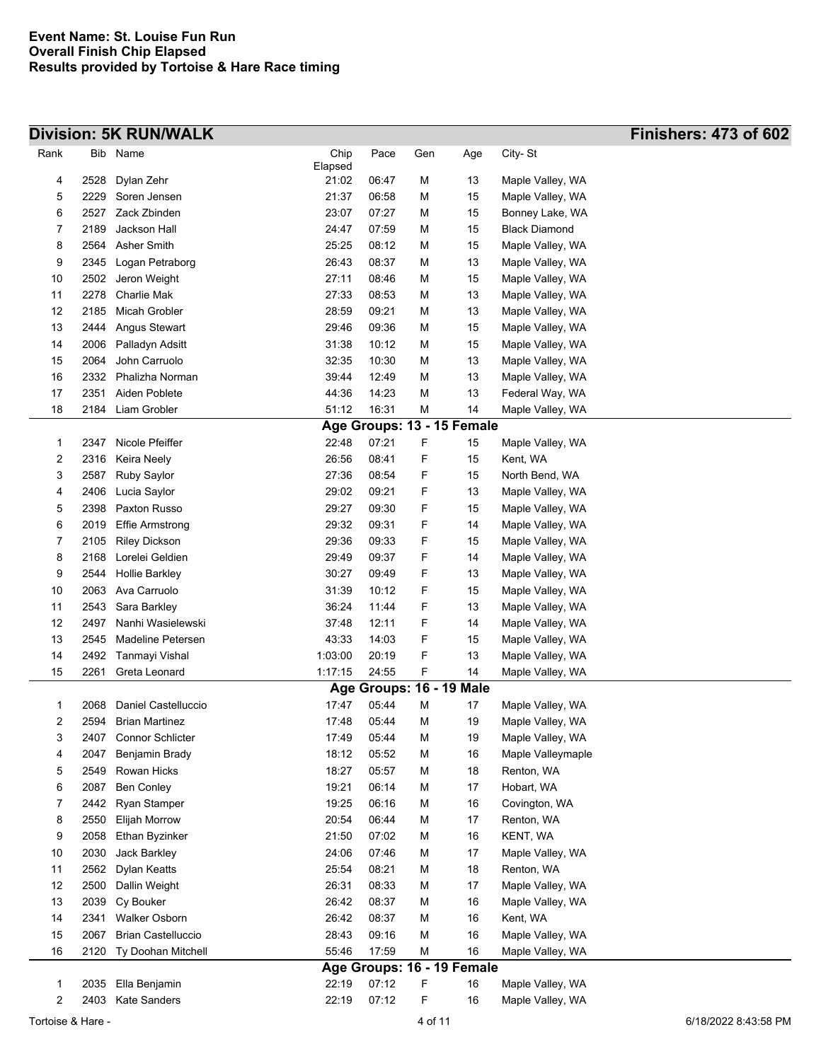**Event Name: St. Louise Fun Run**
**Overall Finish Chip Elapsed**
**Results provided by Tortoise & Hare Race timing**

## Division: 5K RUN/WALK

**Finishers: 473 of 602**

| Rank | Bib | Name | Chip Elapsed | Pace | Gen | Age | City- St |
|---|---|---|---|---|---|---|---|
| 4 | 2528 | Dylan Zehr | 21:02 | 06:47 | M | 13 | Maple Valley, WA |
| 5 | 2229 | Soren Jensen | 21:37 | 06:58 | M | 15 | Maple Valley, WA |
| 6 | 2527 | Zack Zbinden | 23:07 | 07:27 | M | 15 | Bonney Lake, WA |
| 7 | 2189 | Jackson Hall | 24:47 | 07:59 | M | 15 | Black Diamond |
| 8 | 2564 | Asher Smith | 25:25 | 08:12 | M | 15 | Maple Valley, WA |
| 9 | 2345 | Logan Petraborg | 26:43 | 08:37 | M | 13 | Maple Valley, WA |
| 10 | 2502 | Jeron Weight | 27:11 | 08:46 | M | 15 | Maple Valley, WA |
| 11 | 2278 | Charlie Mak | 27:33 | 08:53 | M | 13 | Maple Valley, WA |
| 12 | 2185 | Micah Grobler | 28:59 | 09:21 | M | 13 | Maple Valley, WA |
| 13 | 2444 | Angus Stewart | 29:46 | 09:36 | M | 15 | Maple Valley, WA |
| 14 | 2006 | Palladyn Adsitt | 31:38 | 10:12 | M | 15 | Maple Valley, WA |
| 15 | 2064 | John Carruolo | 32:35 | 10:30 | M | 13 | Maple Valley, WA |
| 16 | 2332 | Phalizha Norman | 39:44 | 12:49 | M | 13 | Maple Valley, WA |
| 17 | 2351 | Aiden Poblete | 44:36 | 14:23 | M | 13 | Federal Way, WA |
| 18 | 2184 | Liam Grobler | 51:12 | 16:31 | M | 14 | Maple Valley, WA |

### Age Groups: 13 - 15 Female

| Rank | Bib | Name | Chip Elapsed | Pace | Gen | Age | City- St |
|---|---|---|---|---|---|---|---|
| 1 | 2347 | Nicole Pfeiffer | 22:48 | 07:21 | F | 15 | Maple Valley, WA |
| 2 | 2316 | Keira Neely | 26:56 | 08:41 | F | 15 | Kent, WA |
| 3 | 2587 | Ruby Saylor | 27:36 | 08:54 | F | 15 | North Bend, WA |
| 4 | 2406 | Lucia Saylor | 29:02 | 09:21 | F | 13 | Maple Valley, WA |
| 5 | 2398 | Paxton Russo | 29:27 | 09:30 | F | 15 | Maple Valley, WA |
| 6 | 2019 | Effie Armstrong | 29:32 | 09:31 | F | 14 | Maple Valley, WA |
| 7 | 2105 | Riley Dickson | 29:36 | 09:33 | F | 15 | Maple Valley, WA |
| 8 | 2168 | Lorelei Geldien | 29:49 | 09:37 | F | 14 | Maple Valley, WA |
| 9 | 2544 | Hollie Barkley | 30:27 | 09:49 | F | 13 | Maple Valley, WA |
| 10 | 2063 | Ava Carruolo | 31:39 | 10:12 | F | 15 | Maple Valley, WA |
| 11 | 2543 | Sara Barkley | 36:24 | 11:44 | F | 13 | Maple Valley, WA |
| 12 | 2497 | Nanhi Wasielewski | 37:48 | 12:11 | F | 14 | Maple Valley, WA |
| 13 | 2545 | Madeline Petersen | 43:33 | 14:03 | F | 15 | Maple Valley, WA |
| 14 | 2492 | Tanmayi Vishal | 1:03:00 | 20:19 | F | 13 | Maple Valley, WA |
| 15 | 2261 | Greta Leonard | 1:17:15 | 24:55 | F | 14 | Maple Valley, WA |

### Age Groups: 16 - 19 Male

| Rank | Bib | Name | Chip Elapsed | Pace | Gen | Age | City- St |
|---|---|---|---|---|---|---|---|
| 1 | 2068 | Daniel Castelluccio | 17:47 | 05:44 | M | 17 | Maple Valley, WA |
| 2 | 2594 | Brian Martinez | 17:48 | 05:44 | M | 19 | Maple Valley, WA |
| 3 | 2407 | Connor Schlicter | 17:49 | 05:44 | M | 19 | Maple Valley, WA |
| 4 | 2047 | Benjamin Brady | 18:12 | 05:52 | M | 16 | Maple Valleymaple |
| 5 | 2549 | Rowan Hicks | 18:27 | 05:57 | M | 18 | Renton, WA |
| 6 | 2087 | Ben Conley | 19:21 | 06:14 | M | 17 | Hobart, WA |
| 7 | 2442 | Ryan Stamper | 19:25 | 06:16 | M | 16 | Covington, WA |
| 8 | 2550 | Elijah Morrow | 20:54 | 06:44 | M | 17 | Renton, WA |
| 9 | 2058 | Ethan Byzinker | 21:50 | 07:02 | M | 16 | KENT, WA |
| 10 | 2030 | Jack Barkley | 24:06 | 07:46 | M | 17 | Maple Valley, WA |
| 11 | 2562 | Dylan Keatts | 25:54 | 08:21 | M | 18 | Renton, WA |
| 12 | 2500 | Dallin Weight | 26:31 | 08:33 | M | 17 | Maple Valley, WA |
| 13 | 2039 | Cy Bouker | 26:42 | 08:37 | M | 16 | Maple Valley, WA |
| 14 | 2341 | Walker Osborn | 26:42 | 08:37 | M | 16 | Kent, WA |
| 15 | 2067 | Brian Castelluccio | 28:43 | 09:16 | M | 16 | Maple Valley, WA |
| 16 | 2120 | Ty Doohan Mitchell | 55:46 | 17:59 | M | 16 | Maple Valley, WA |

### Age Groups: 16 - 19 Female

| Rank | Bib | Name | Chip Elapsed | Pace | Gen | Age | City- St |
|---|---|---|---|---|---|---|---|
| 1 | 2035 | Ella Benjamin | 22:19 | 07:12 | F | 16 | Maple Valley, WA |
| 2 | 2403 | Kate Sanders | 22:19 | 07:12 | F | 16 | Maple Valley, WA |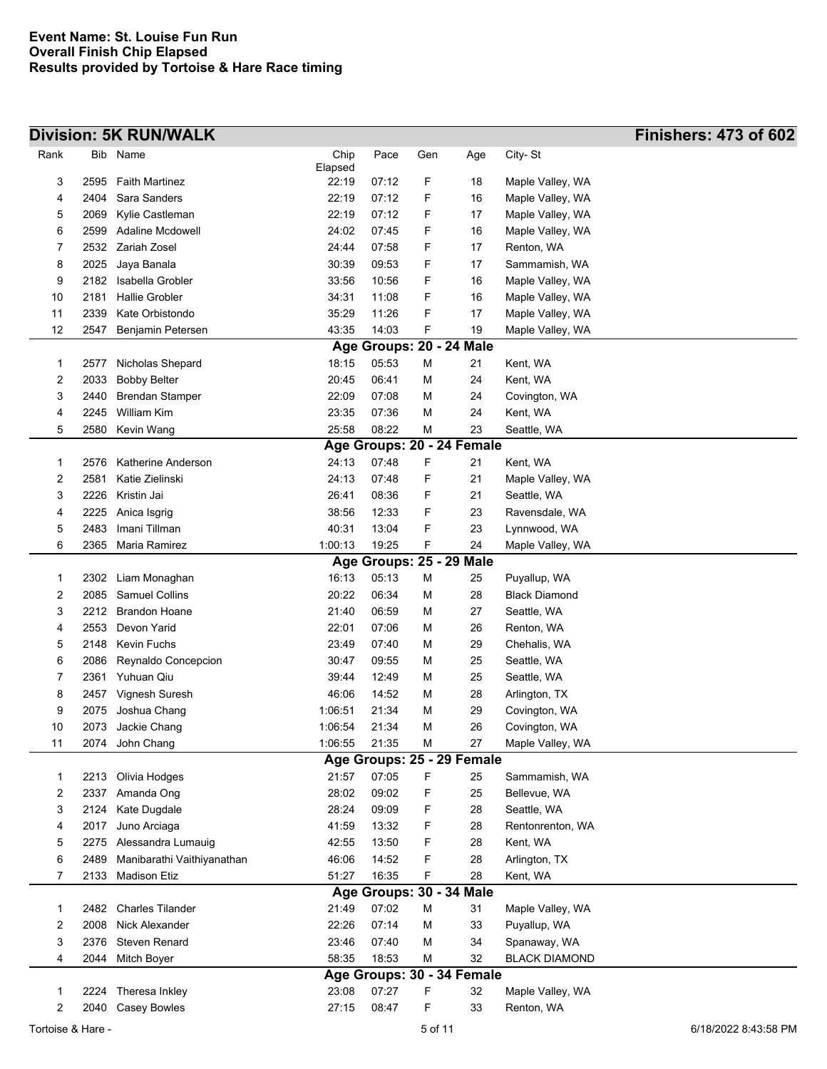**Event Name: St. Louise Fun Run**
**Overall Finish Chip Elapsed**
**Results provided by Tortoise & Hare Race timing**

## Division: 5K RUN/WALK

**Finishers: 473 of 602**

| Rank | Bib | Name | Chip Elapsed | Pace | Gen | Age | City- St |
|---|---|---|---|---|---|---|---|
| 3 | 2595 | Faith Martinez | 22:19 | 07:12 | F | 18 | Maple Valley, WA |
| 4 | 2404 | Sara Sanders | 22:19 | 07:12 | F | 16 | Maple Valley, WA |
| 5 | 2069 | Kylie Castleman | 22:19 | 07:12 | F | 17 | Maple Valley, WA |
| 6 | 2599 | Adaline Mcdowell | 24:02 | 07:45 | F | 16 | Maple Valley, WA |
| 7 | 2532 | Zariah Zosel | 24:44 | 07:58 | F | 17 | Renton, WA |
| 8 | 2025 | Jaya Banala | 30:39 | 09:53 | F | 17 | Sammamish, WA |
| 9 | 2182 | Isabella Grobler | 33:56 | 10:56 | F | 16 | Maple Valley, WA |
| 10 | 2181 | Hallie Grobler | 34:31 | 11:08 | F | 16 | Maple Valley, WA |
| 11 | 2339 | Kate Orbistondo | 35:29 | 11:26 | F | 17 | Maple Valley, WA |
| 12 | 2547 | Benjamin Petersen | 43:35 | 14:03 | F | 19 | Maple Valley, WA |
| | | **Age Groups: 20 - 24 Male** | | | | | |
| 1 | 2577 | Nicholas Shepard | 18:15 | 05:53 | M | 21 | Kent, WA |
| 2 | 2033 | Bobby Belter | 20:45 | 06:41 | M | 24 | Kent, WA |
| 3 | 2440 | Brendan Stamper | 22:09 | 07:08 | M | 24 | Covington, WA |
| 4 | 2245 | William Kim | 23:35 | 07:36 | M | 24 | Kent, WA |
| 5 | 2580 | Kevin Wang | 25:58 | 08:22 | M | 23 | Seattle, WA |
| | | **Age Groups: 20 - 24 Female** | | | | | |
| 1 | 2576 | Katherine Anderson | 24:13 | 07:48 | F | 21 | Kent, WA |
| 2 | 2581 | Katie Zielinski | 24:13 | 07:48 | F | 21 | Maple Valley, WA |
| 3 | 2226 | Kristin Jai | 26:41 | 08:36 | F | 21 | Seattle, WA |
| 4 | 2225 | Anica Isgrig | 38:56 | 12:33 | F | 23 | Ravensdale, WA |
| 5 | 2483 | Imani Tillman | 40:31 | 13:04 | F | 23 | Lynnwood, WA |
| 6 | 2365 | Maria Ramirez | 1:00:13 | 19:25 | F | 24 | Maple Valley, WA |
| | | **Age Groups: 25 - 29 Male** | | | | | |
| 1 | 2302 | Liam Monaghan | 16:13 | 05:13 | M | 25 | Puyallup, WA |
| 2 | 2085 | Samuel Collins | 20:22 | 06:34 | M | 28 | Black Diamond |
| 3 | 2212 | Brandon Hoane | 21:40 | 06:59 | M | 27 | Seattle, WA |
| 4 | 2553 | Devon Yarid | 22:01 | 07:06 | M | 26 | Renton, WA |
| 5 | 2148 | Kevin Fuchs | 23:49 | 07:40 | M | 29 | Chehalis, WA |
| 6 | 2086 | Reynaldo Concepcion | 30:47 | 09:55 | M | 25 | Seattle, WA |
| 7 | 2361 | Yuhuan Qiu | 39:44 | 12:49 | M | 25 | Seattle, WA |
| 8 | 2457 | Vignesh Suresh | 46:06 | 14:52 | M | 28 | Arlington, TX |
| 9 | 2075 | Joshua Chang | 1:06:51 | 21:34 | M | 29 | Covington, WA |
| 10 | 2073 | Jackie Chang | 1:06:54 | 21:34 | M | 26 | Covington, WA |
| 11 | 2074 | John Chang | 1:06:55 | 21:35 | M | 27 | Maple Valley, WA |
| | | **Age Groups: 25 - 29 Female** | | | | | |
| 1 | 2213 | Olivia Hodges | 21:57 | 07:05 | F | 25 | Sammamish, WA |
| 2 | 2337 | Amanda Ong | 28:02 | 09:02 | F | 25 | Bellevue, WA |
| 3 | 2124 | Kate Dugdale | 28:24 | 09:09 | F | 28 | Seattle, WA |
| 4 | 2017 | Juno Arciaga | 41:59 | 13:32 | F | 28 | Rentonrenton, WA |
| 5 | 2275 | Alessandra Lumauig | 42:55 | 13:50 | F | 28 | Kent, WA |
| 6 | 2489 | Manibarathi Vaithiyanathan | 46:06 | 14:52 | F | 28 | Arlington, TX |
| 7 | 2133 | Madison Etiz | 51:27 | 16:35 | F | 28 | Kent, WA |
| | | **Age Groups: 30 - 34 Male** | | | | | |
| 1 | 2482 | Charles Tilander | 21:49 | 07:02 | M | 31 | Maple Valley, WA |
| 2 | 2008 | Nick Alexander | 22:26 | 07:14 | M | 33 | Puyallup, WA |
| 3 | 2376 | Steven Renard | 23:46 | 07:40 | M | 34 | Spanaway, WA |
| 4 | 2044 | Mitch Boyer | 58:35 | 18:53 | M | 32 | BLACK DIAMOND |
| | | **Age Groups: 30 - 34 Female** | | | | | |
| 1 | 2224 | Theresa Inkley | 23:08 | 07:27 | F | 32 | Maple Valley, WA |
| 2 | 2040 | Casey Bowles | 27:15 | 08:47 | F | 33 | Renton, WA |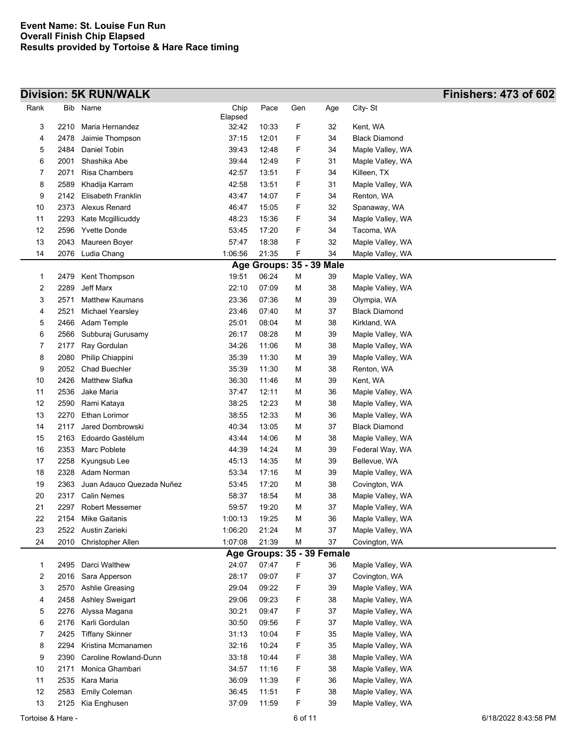**Event Name: St. Louise Fun Run**
**Overall Finish Chip Elapsed**
**Results provided by Tortoise & Hare Race timing**

## Division: 5K RUN/WALK

**Finishers: 473 of 602**

| Rank | Bib | Name | Chip Elapsed | Pace | Gen | Age | City- St |
|---|---|---|---|---|---|---|---|
| 3 | 2210 | Maria Hernandez | 32:42 | 10:33 | F | 32 | Kent, WA |
| 4 | 2478 | Jaimie Thompson | 37:15 | 12:01 | F | 34 | Black Diamond |
| 5 | 2484 | Daniel Tobin | 39:43 | 12:48 | F | 34 | Maple Valley, WA |
| 6 | 2001 | Shashika Abe | 39:44 | 12:49 | F | 31 | Maple Valley, WA |
| 7 | 2071 | Risa Chambers | 42:57 | 13:51 | F | 34 | Killeen, TX |
| 8 | 2589 | Khadija Karram | 42:58 | 13:51 | F | 31 | Maple Valley, WA |
| 9 | 2142 | Elisabeth Franklin | 43:47 | 14:07 | F | 34 | Renton, WA |
| 10 | 2373 | Alexus Renard | 46:47 | 15:05 | F | 32 | Spanaway, WA |
| 11 | 2293 | Kate Mcgillicuddy | 48:23 | 15:36 | F | 34 | Maple Valley, WA |
| 12 | 2596 | Yvette Donde | 53:45 | 17:20 | F | 34 | Tacoma, WA |
| 13 | 2043 | Maureen Boyer | 57:47 | 18:38 | F | 32 | Maple Valley, WA |
| 14 | 2076 | Ludia Chang | 1:06:56 | 21:35 | F | 34 | Maple Valley, WA |

### Age Groups: 35 - 39 Male

| Rank | Bib | Name | Chip Elapsed | Pace | Gen | Age | City- St |
|---|---|---|---|---|---|---|---|
| 1 | 2479 | Kent Thompson | 19:51 | 06:24 | M | 39 | Maple Valley, WA |
| 2 | 2289 | Jeff Marx | 22:10 | 07:09 | M | 38 | Maple Valley, WA |
| 3 | 2571 | Matthew Kaumans | 23:36 | 07:36 | M | 39 | Olympia, WA |
| 4 | 2521 | Michael Yearsley | 23:46 | 07:40 | M | 37 | Black Diamond |
| 5 | 2466 | Adam Temple | 25:01 | 08:04 | M | 38 | Kirkland, WA |
| 6 | 2566 | Subburaj Gurusamy | 26:17 | 08:28 | M | 39 | Maple Valley, WA |
| 7 | 2177 | Ray Gordulan | 34:26 | 11:06 | M | 38 | Maple Valley, WA |
| 8 | 2080 | Philip Chiappini | 35:39 | 11:30 | M | 39 | Maple Valley, WA |
| 9 | 2052 | Chad Buechler | 35:39 | 11:30 | M | 38 | Renton, WA |
| 10 | 2426 | Matthew Slafka | 36:30 | 11:46 | M | 39 | Kent, WA |
| 11 | 2536 | Jake Maria | 37:47 | 12:11 | M | 36 | Maple Valley, WA |
| 12 | 2590 | Rami Kataya | 38:25 | 12:23 | M | 38 | Maple Valley, WA |
| 13 | 2270 | Ethan Lorimor | 38:55 | 12:33 | M | 36 | Maple Valley, WA |
| 14 | 2117 | Jared Dombrowski | 40:34 | 13:05 | M | 37 | Black Diamond |
| 15 | 2163 | Edoardo Gastélum | 43:44 | 14:06 | M | 38 | Maple Valley, WA |
| 16 | 2353 | Marc Poblete | 44:39 | 14:24 | M | 39 | Federal Way, WA |
| 17 | 2258 | Kyungsub Lee | 45:13 | 14:35 | M | 39 | Bellevue, WA |
| 18 | 2328 | Adam Norman | 53:34 | 17:16 | M | 39 | Maple Valley, WA |
| 19 | 2363 | Juan Adauco Quezada Nuñez | 53:45 | 17:20 | M | 38 | Covington, WA |
| 20 | 2317 | Calin Nemes | 58:37 | 18:54 | M | 38 | Maple Valley, WA |
| 21 | 2297 | Robert Messemer | 59:57 | 19:20 | M | 37 | Maple Valley, WA |
| 22 | 2154 | Mike Gaitanis | 1:00:13 | 19:25 | M | 36 | Maple Valley, WA |
| 23 | 2522 | Austin Zarieki | 1:06:20 | 21:24 | M | 37 | Maple Valley, WA |
| 24 | 2010 | Christopher Allen | 1:07:08 | 21:39 | M | 37 | Covington, WA |

### Age Groups: 35 - 39 Female

| Rank | Bib | Name | Chip Elapsed | Pace | Gen | Age | City- St |
|---|---|---|---|---|---|---|---|
| 1 | 2495 | Darci Walthew | 24:07 | 07:47 | F | 36 | Maple Valley, WA |
| 2 | 2016 | Sara Apperson | 28:17 | 09:07 | F | 37 | Covington, WA |
| 3 | 2570 | Ashlie Greasing | 29:04 | 09:22 | F | 39 | Maple Valley, WA |
| 4 | 2458 | Ashley Sweigart | 29:06 | 09:23 | F | 38 | Maple Valley, WA |
| 5 | 2276 | Alyssa Magana | 30:21 | 09:47 | F | 37 | Maple Valley, WA |
| 6 | 2176 | Karli Gordulan | 30:50 | 09:56 | F | 37 | Maple Valley, WA |
| 7 | 2425 | Tiffany Skinner | 31:13 | 10:04 | F | 35 | Maple Valley, WA |
| 8 | 2294 | Kristina Mcmanamen | 32:16 | 10:24 | F | 35 | Maple Valley, WA |
| 9 | 2390 | Caroline Rowland-Dunn | 33:18 | 10:44 | F | 38 | Maple Valley, WA |
| 10 | 2171 | Monica Ghambari | 34:57 | 11:16 | F | 38 | Maple Valley, WA |
| 11 | 2535 | Kara Maria | 36:09 | 11:39 | F | 36 | Maple Valley, WA |
| 12 | 2583 | Emily Coleman | 36:45 | 11:51 | F | 38 | Maple Valley, WA |
| 13 | 2125 | Kia Enghusen | 37:09 | 11:59 | F | 39 | Maple Valley, WA |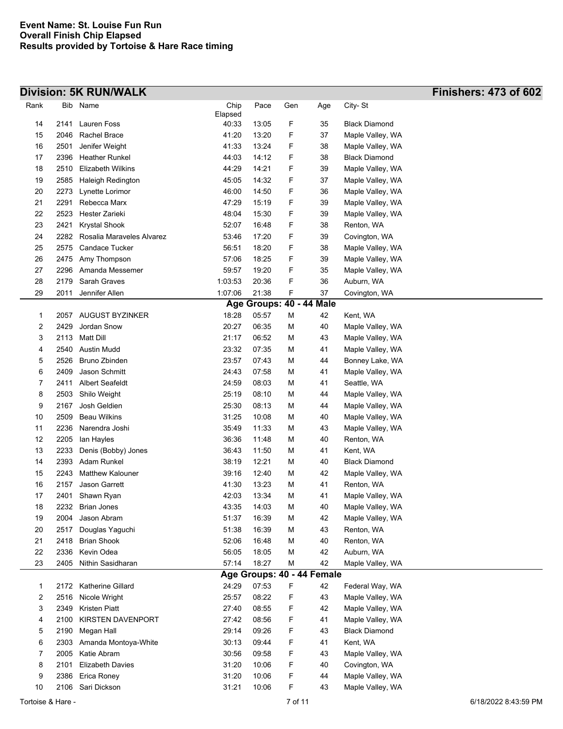**Event Name: St. Louise Fun Run**
**Overall Finish Chip Elapsed**
**Results provided by Tortoise & Hare Race timing**

## Division: 5K RUN/WALK — Finishers: 473 of 602

| Rank | Bib | Name | Chip Elapsed | Pace | Gen | Age | City- St |
|---|---|---|---|---|---|---|---|
| 14 | 2141 | Lauren Foss | 40:33 | 13:05 | F | 35 | Black Diamond |
| 15 | 2046 | Rachel Brace | 41:20 | 13:20 | F | 37 | Maple Valley, WA |
| 16 | 2501 | Jenifer Weight | 41:33 | 13:24 | F | 38 | Maple Valley, WA |
| 17 | 2396 | Heather Runkel | 44:03 | 14:12 | F | 38 | Black Diamond |
| 18 | 2510 | Elizabeth Wilkins | 44:29 | 14:21 | F | 39 | Maple Valley, WA |
| 19 | 2585 | Haleigh Redington | 45:05 | 14:32 | F | 37 | Maple Valley, WA |
| 20 | 2273 | Lynette Lorimor | 46:00 | 14:50 | F | 36 | Maple Valley, WA |
| 21 | 2291 | Rebecca Marx | 47:29 | 15:19 | F | 39 | Maple Valley, WA |
| 22 | 2523 | Hester Zarieki | 48:04 | 15:30 | F | 39 | Maple Valley, WA |
| 23 | 2421 | Krystal Shook | 52:07 | 16:48 | F | 38 | Renton, WA |
| 24 | 2282 | Rosalia Maraveles Alvarez | 53:46 | 17:20 | F | 39 | Covington, WA |
| 25 | 2575 | Candace Tucker | 56:51 | 18:20 | F | 38 | Maple Valley, WA |
| 26 | 2475 | Amy Thompson | 57:06 | 18:25 | F | 39 | Maple Valley, WA |
| 27 | 2296 | Amanda Messemer | 59:57 | 19:20 | F | 35 | Maple Valley, WA |
| 28 | 2179 | Sarah Graves | 1:03:53 | 20:36 | F | 36 | Auburn, WA |
| 29 | 2011 | Jennifer Allen | 1:07:06 | 21:38 | F | 37 | Covington, WA |

### Age Groups: 40 - 44 Male

| Rank | Bib | Name | Chip Elapsed | Pace | Gen | Age | City- St |
|---|---|---|---|---|---|---|---|
| 1 | 2057 | AUGUST BYZINKER | 18:28 | 05:57 | M | 42 | Kent, WA |
| 2 | 2429 | Jordan Snow | 20:27 | 06:35 | M | 40 | Maple Valley, WA |
| 3 | 2113 | Matt Dill | 21:17 | 06:52 | M | 43 | Maple Valley, WA |
| 4 | 2540 | Austin Mudd | 23:32 | 07:35 | M | 41 | Maple Valley, WA |
| 5 | 2526 | Bruno Zbinden | 23:57 | 07:43 | M | 44 | Bonney Lake, WA |
| 6 | 2409 | Jason Schmitt | 24:43 | 07:58 | M | 41 | Maple Valley, WA |
| 7 | 2411 | Albert Seafeldt | 24:59 | 08:03 | M | 41 | Seattle, WA |
| 8 | 2503 | Shilo Weight | 25:19 | 08:10 | M | 44 | Maple Valley, WA |
| 9 | 2167 | Josh Geldien | 25:30 | 08:13 | M | 44 | Maple Valley, WA |
| 10 | 2509 | Beau Wilkins | 31:25 | 10:08 | M | 40 | Maple Valley, WA |
| 11 | 2236 | Narendra Joshi | 35:49 | 11:33 | M | 43 | Maple Valley, WA |
| 12 | 2205 | Ian Hayles | 36:36 | 11:48 | M | 40 | Renton, WA |
| 13 | 2233 | Denis (Bobby) Jones | 36:43 | 11:50 | M | 41 | Kent, WA |
| 14 | 2393 | Adam Runkel | 38:19 | 12:21 | M | 40 | Black Diamond |
| 15 | 2243 | Matthew Kalouner | 39:16 | 12:40 | M | 42 | Maple Valley, WA |
| 16 | 2157 | Jason Garrett | 41:30 | 13:23 | M | 41 | Renton, WA |
| 17 | 2401 | Shawn Ryan | 42:03 | 13:34 | M | 41 | Maple Valley, WA |
| 18 | 2232 | Brian Jones | 43:35 | 14:03 | M | 40 | Maple Valley, WA |
| 19 | 2004 | Jason Abram | 51:37 | 16:39 | M | 42 | Maple Valley, WA |
| 20 | 2517 | Douglas Yaguchi | 51:38 | 16:39 | M | 43 | Renton, WA |
| 21 | 2418 | Brian Shook | 52:06 | 16:48 | M | 40 | Renton, WA |
| 22 | 2336 | Kevin Odea | 56:05 | 18:05 | M | 42 | Auburn, WA |
| 23 | 2405 | Nithin Sasidharan | 57:14 | 18:27 | M | 42 | Maple Valley, WA |

### Age Groups: 40 - 44 Female

| Rank | Bib | Name | Chip Elapsed | Pace | Gen | Age | City- St |
|---|---|---|---|---|---|---|---|
| 1 | 2172 | Katherine Gillard | 24:29 | 07:53 | F | 42 | Federal Way, WA |
| 2 | 2516 | Nicole Wright | 25:57 | 08:22 | F | 43 | Maple Valley, WA |
| 3 | 2349 | Kristen Piatt | 27:40 | 08:55 | F | 42 | Maple Valley, WA |
| 4 | 2100 | KIRSTEN DAVENPORT | 27:42 | 08:56 | F | 41 | Maple Valley, WA |
| 5 | 2190 | Megan Hall | 29:14 | 09:26 | F | 43 | Black Diamond |
| 6 | 2303 | Amanda Montoya-White | 30:13 | 09:44 | F | 41 | Kent, WA |
| 7 | 2005 | Katie Abram | 30:56 | 09:58 | F | 43 | Maple Valley, WA |
| 8 | 2101 | Elizabeth Davies | 31:20 | 10:06 | F | 40 | Covington, WA |
| 9 | 2386 | Erica Roney | 31:20 | 10:06 | F | 44 | Maple Valley, WA |
| 10 | 2106 | Sari Dickson | 31:21 | 10:06 | F | 43 | Maple Valley, WA |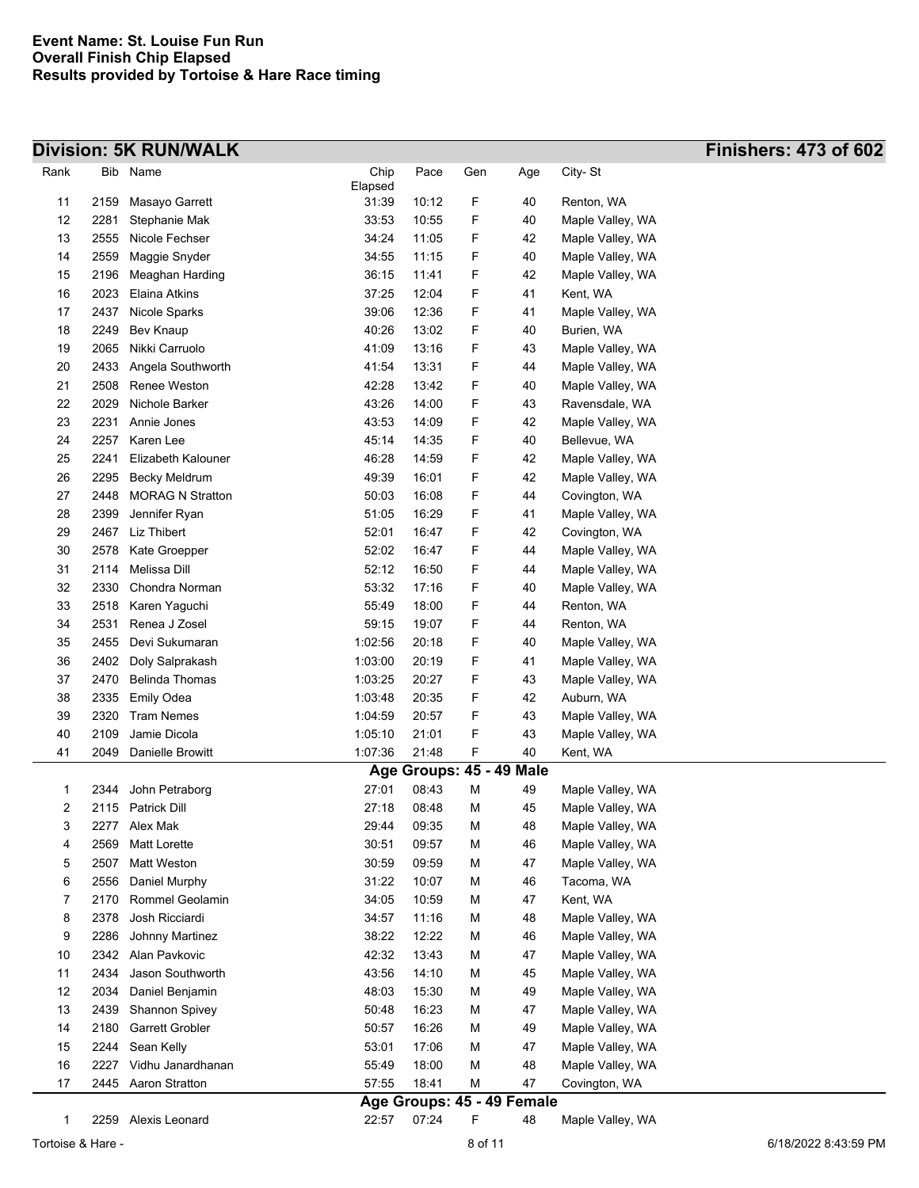**Event Name: St. Louise Fun Run**
**Overall Finish Chip Elapsed**
**Results provided by Tortoise & Hare Race timing**

## Division: 5K RUN/WALK — Finishers: 473 of 602

| Rank | Bib | Name | Chip Elapsed | Pace | Gen | Age | City- St |
|---|---|---|---|---|---|---|---|
| 11 | 2159 | Masayo Garrett | 31:39 | 10:12 | F | 40 | Renton, WA |
| 12 | 2281 | Stephanie Mak | 33:53 | 10:55 | F | 40 | Maple Valley, WA |
| 13 | 2555 | Nicole Fechser | 34:24 | 11:05 | F | 42 | Maple Valley, WA |
| 14 | 2559 | Maggie Snyder | 34:55 | 11:15 | F | 40 | Maple Valley, WA |
| 15 | 2196 | Meaghan Harding | 36:15 | 11:41 | F | 42 | Maple Valley, WA |
| 16 | 2023 | Elaina Atkins | 37:25 | 12:04 | F | 41 | Kent, WA |
| 17 | 2437 | Nicole Sparks | 39:06 | 12:36 | F | 41 | Maple Valley, WA |
| 18 | 2249 | Bev Knaup | 40:26 | 13:02 | F | 40 | Burien, WA |
| 19 | 2065 | Nikki Carruolo | 41:09 | 13:16 | F | 43 | Maple Valley, WA |
| 20 | 2433 | Angela Southworth | 41:54 | 13:31 | F | 44 | Maple Valley, WA |
| 21 | 2508 | Renee Weston | 42:28 | 13:42 | F | 40 | Maple Valley, WA |
| 22 | 2029 | Nichole Barker | 43:26 | 14:00 | F | 43 | Ravensdale, WA |
| 23 | 2231 | Annie Jones | 43:53 | 14:09 | F | 42 | Maple Valley, WA |
| 24 | 2257 | Karen Lee | 45:14 | 14:35 | F | 40 | Bellevue, WA |
| 25 | 2241 | Elizabeth Kalouner | 46:28 | 14:59 | F | 42 | Maple Valley, WA |
| 26 | 2295 | Becky Meldrum | 49:39 | 16:01 | F | 42 | Maple Valley, WA |
| 27 | 2448 | MORAG N Stratton | 50:03 | 16:08 | F | 44 | Covington, WA |
| 28 | 2399 | Jennifer Ryan | 51:05 | 16:29 | F | 41 | Maple Valley, WA |
| 29 | 2467 | Liz Thibert | 52:01 | 16:47 | F | 42 | Covington, WA |
| 30 | 2578 | Kate Groepper | 52:02 | 16:47 | F | 44 | Maple Valley, WA |
| 31 | 2114 | Melissa Dill | 52:12 | 16:50 | F | 44 | Maple Valley, WA |
| 32 | 2330 | Chondra Norman | 53:32 | 17:16 | F | 40 | Maple Valley, WA |
| 33 | 2518 | Karen Yaguchi | 55:49 | 18:00 | F | 44 | Renton, WA |
| 34 | 2531 | Renea J Zosel | 59:15 | 19:07 | F | 44 | Renton, WA |
| 35 | 2455 | Devi Sukumaran | 1:02:56 | 20:18 | F | 40 | Maple Valley, WA |
| 36 | 2402 | Doly Salprakash | 1:03:00 | 20:19 | F | 41 | Maple Valley, WA |
| 37 | 2470 | Belinda Thomas | 1:03:25 | 20:27 | F | 43 | Maple Valley, WA |
| 38 | 2335 | Emily Odea | 1:03:48 | 20:35 | F | 42 | Auburn, WA |
| 39 | 2320 | Tram Nemes | 1:04:59 | 20:57 | F | 43 | Maple Valley, WA |
| 40 | 2109 | Jamie Dicola | 1:05:10 | 21:01 | F | 43 | Maple Valley, WA |
| 41 | 2049 | Danielle Browitt | 1:07:36 | 21:48 | F | 40 | Kent, WA |

### Age Groups: 45 - 49 Male

| Rank | Bib | Name | Chip Elapsed | Pace | Gen | Age | City- St |
|---|---|---|---|---|---|---|---|
| 1 | 2344 | John Petraborg | 27:01 | 08:43 | M | 49 | Maple Valley, WA |
| 2 | 2115 | Patrick Dill | 27:18 | 08:48 | M | 45 | Maple Valley, WA |
| 3 | 2277 | Alex Mak | 29:44 | 09:35 | M | 48 | Maple Valley, WA |
| 4 | 2569 | Matt Lorette | 30:51 | 09:57 | M | 46 | Maple Valley, WA |
| 5 | 2507 | Matt Weston | 30:59 | 09:59 | M | 47 | Maple Valley, WA |
| 6 | 2556 | Daniel Murphy | 31:22 | 10:07 | M | 46 | Tacoma, WA |
| 7 | 2170 | Rommel Geolamin | 34:05 | 10:59 | M | 47 | Kent, WA |
| 8 | 2378 | Josh Ricciardi | 34:57 | 11:16 | M | 48 | Maple Valley, WA |
| 9 | 2286 | Johnny Martinez | 38:22 | 12:22 | M | 46 | Maple Valley, WA |
| 10 | 2342 | Alan Pavkovic | 42:32 | 13:43 | M | 47 | Maple Valley, WA |
| 11 | 2434 | Jason Southworth | 43:56 | 14:10 | M | 45 | Maple Valley, WA |
| 12 | 2034 | Daniel Benjamin | 48:03 | 15:30 | M | 49 | Maple Valley, WA |
| 13 | 2439 | Shannon Spivey | 50:48 | 16:23 | M | 47 | Maple Valley, WA |
| 14 | 2180 | Garrett Grobler | 50:57 | 16:26 | M | 49 | Maple Valley, WA |
| 15 | 2244 | Sean Kelly | 53:01 | 17:06 | M | 47 | Maple Valley, WA |
| 16 | 2227 | Vidhu Janardhanan | 55:49 | 18:00 | M | 48 | Maple Valley, WA |
| 17 | 2445 | Aaron Stratton | 57:55 | 18:41 | M | 47 | Covington, WA |

### Age Groups: 45 - 49 Female

| Rank | Bib | Name | Chip Elapsed | Pace | Gen | Age | City- St |
|---|---|---|---|---|---|---|---|
| 1 | 2259 | Alexis Leonard | 22:57 | 07:24 | F | 48 | Maple Valley, WA |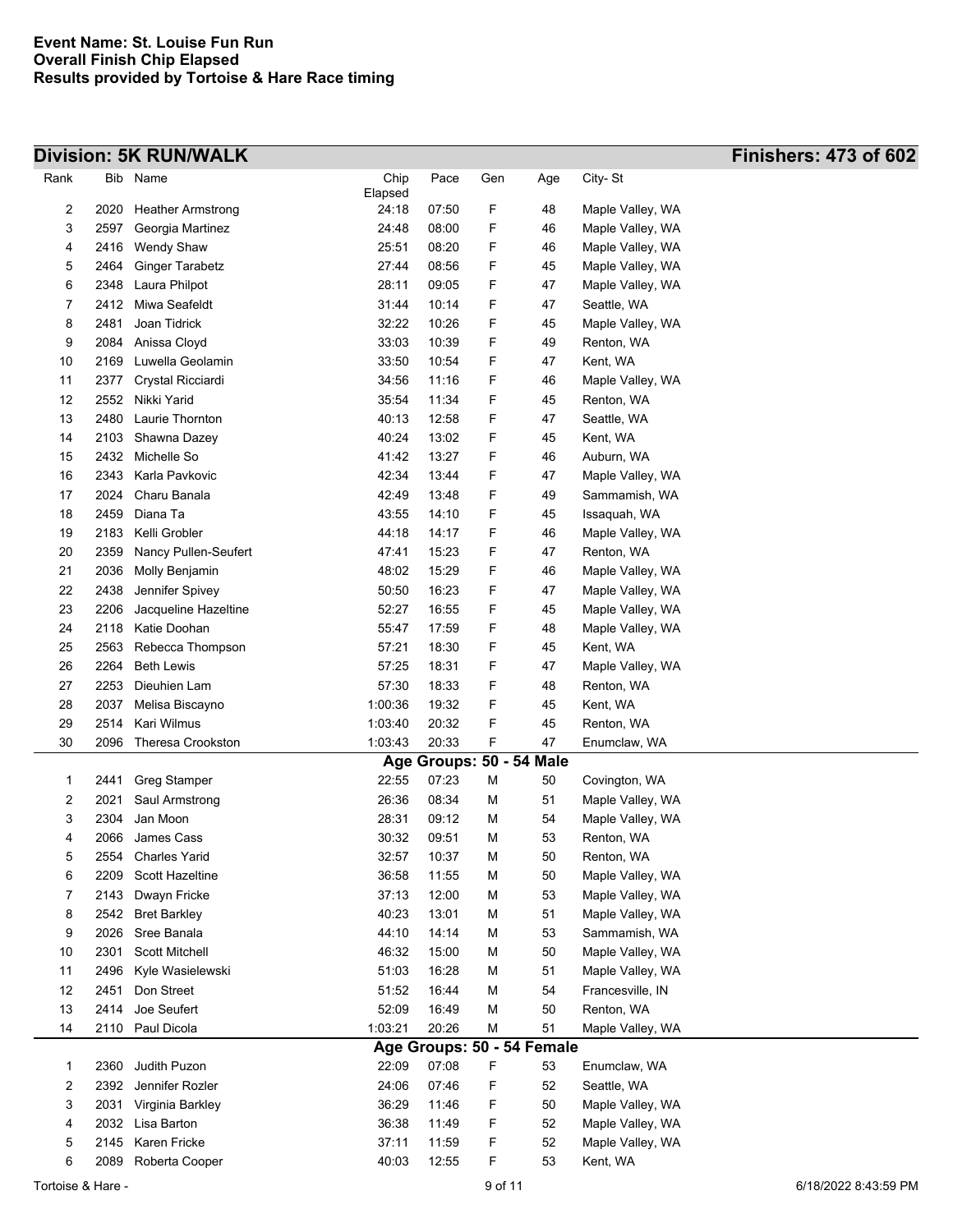**Event Name: St. Louise Fun Run**
**Overall Finish Chip Elapsed**
**Results provided by Tortoise & Hare Race timing**

## Division: 5K RUN/WALK — Finishers: 473 of 602

| Rank | Bib | Name | Chip Elapsed | Pace | Gen | Age | City- St |
|---|---|---|---|---|---|---|---|
| 2 | 2020 | Heather Armstrong | 24:18 | 07:50 | F | 48 | Maple Valley, WA |
| 3 | 2597 | Georgia Martinez | 24:48 | 08:00 | F | 46 | Maple Valley, WA |
| 4 | 2416 | Wendy Shaw | 25:51 | 08:20 | F | 46 | Maple Valley, WA |
| 5 | 2464 | Ginger Tarabetz | 27:44 | 08:56 | F | 45 | Maple Valley, WA |
| 6 | 2348 | Laura Philpot | 28:11 | 09:05 | F | 47 | Maple Valley, WA |
| 7 | 2412 | Miwa Seafeldt | 31:44 | 10:14 | F | 47 | Seattle, WA |
| 8 | 2481 | Joan Tidrick | 32:22 | 10:26 | F | 45 | Maple Valley, WA |
| 9 | 2084 | Anissa Cloyd | 33:03 | 10:39 | F | 49 | Renton, WA |
| 10 | 2169 | Luwella Geolamin | 33:50 | 10:54 | F | 47 | Kent, WA |
| 11 | 2377 | Crystal Ricciardi | 34:56 | 11:16 | F | 46 | Maple Valley, WA |
| 12 | 2552 | Nikki Yarid | 35:54 | 11:34 | F | 45 | Renton, WA |
| 13 | 2480 | Laurie Thornton | 40:13 | 12:58 | F | 47 | Seattle, WA |
| 14 | 2103 | Shawna Dazey | 40:24 | 13:02 | F | 45 | Kent, WA |
| 15 | 2432 | Michelle So | 41:42 | 13:27 | F | 46 | Auburn, WA |
| 16 | 2343 | Karla Pavkovic | 42:34 | 13:44 | F | 47 | Maple Valley, WA |
| 17 | 2024 | Charu Banala | 42:49 | 13:48 | F | 49 | Sammamish, WA |
| 18 | 2459 | Diana Ta | 43:55 | 14:10 | F | 45 | Issaquah, WA |
| 19 | 2183 | Kelli Grobler | 44:18 | 14:17 | F | 46 | Maple Valley, WA |
| 20 | 2359 | Nancy Pullen-Seufert | 47:41 | 15:23 | F | 47 | Renton, WA |
| 21 | 2036 | Molly Benjamin | 48:02 | 15:29 | F | 46 | Maple Valley, WA |
| 22 | 2438 | Jennifer Spivey | 50:50 | 16:23 | F | 47 | Maple Valley, WA |
| 23 | 2206 | Jacqueline Hazeltine | 52:27 | 16:55 | F | 45 | Maple Valley, WA |
| 24 | 2118 | Katie Doohan | 55:47 | 17:59 | F | 48 | Maple Valley, WA |
| 25 | 2563 | Rebecca Thompson | 57:21 | 18:30 | F | 45 | Kent, WA |
| 26 | 2264 | Beth Lewis | 57:25 | 18:31 | F | 47 | Maple Valley, WA |
| 27 | 2253 | Dieuhien Lam | 57:30 | 18:33 | F | 48 | Renton, WA |
| 28 | 2037 | Melisa Biscayno | 1:00:36 | 19:32 | F | 45 | Kent, WA |
| 29 | 2514 | Kari Wilmus | 1:03:40 | 20:32 | F | 45 | Renton, WA |
| 30 | 2096 | Theresa Crookston | 1:03:43 | 20:33 | F | 47 | Enumclaw, WA |

### Age Groups: 50 - 54 Male

| Rank | Bib | Name | Chip Elapsed | Pace | Gen | Age | City- St |
|---|---|---|---|---|---|---|---|
| 1 | 2441 | Greg Stamper | 22:55 | 07:23 | M | 50 | Covington, WA |
| 2 | 2021 | Saul Armstrong | 26:36 | 08:34 | M | 51 | Maple Valley, WA |
| 3 | 2304 | Jan Moon | 28:31 | 09:12 | M | 54 | Maple Valley, WA |
| 4 | 2066 | James Cass | 30:32 | 09:51 | M | 53 | Renton, WA |
| 5 | 2554 | Charles Yarid | 32:57 | 10:37 | M | 50 | Renton, WA |
| 6 | 2209 | Scott Hazeltine | 36:58 | 11:55 | M | 50 | Maple Valley, WA |
| 7 | 2143 | Dwayn Fricke | 37:13 | 12:00 | M | 53 | Maple Valley, WA |
| 8 | 2542 | Bret Barkley | 40:23 | 13:01 | M | 51 | Maple Valley, WA |
| 9 | 2026 | Sree Banala | 44:10 | 14:14 | M | 53 | Sammamish, WA |
| 10 | 2301 | Scott Mitchell | 46:32 | 15:00 | M | 50 | Maple Valley, WA |
| 11 | 2496 | Kyle Wasielewski | 51:03 | 16:28 | M | 51 | Maple Valley, WA |
| 12 | 2451 | Don Street | 51:52 | 16:44 | M | 54 | Francesville, IN |
| 13 | 2414 | Joe Seufert | 52:09 | 16:49 | M | 50 | Renton, WA |
| 14 | 2110 | Paul Dicola | 1:03:21 | 20:26 | M | 51 | Maple Valley, WA |

### Age Groups: 50 - 54 Female

| Rank | Bib | Name | Chip Elapsed | Pace | Gen | Age | City- St |
|---|---|---|---|---|---|---|---|
| 1 | 2360 | Judith Puzon | 22:09 | 07:08 | F | 53 | Enumclaw, WA |
| 2 | 2392 | Jennifer Rozler | 24:06 | 07:46 | F | 52 | Seattle, WA |
| 3 | 2031 | Virginia Barkley | 36:29 | 11:46 | F | 50 | Maple Valley, WA |
| 4 | 2032 | Lisa Barton | 36:38 | 11:49 | F | 52 | Maple Valley, WA |
| 5 | 2145 | Karen Fricke | 37:11 | 11:59 | F | 52 | Maple Valley, WA |
| 6 | 2089 | Roberta Cooper | 40:03 | 12:55 | F | 53 | Kent, WA |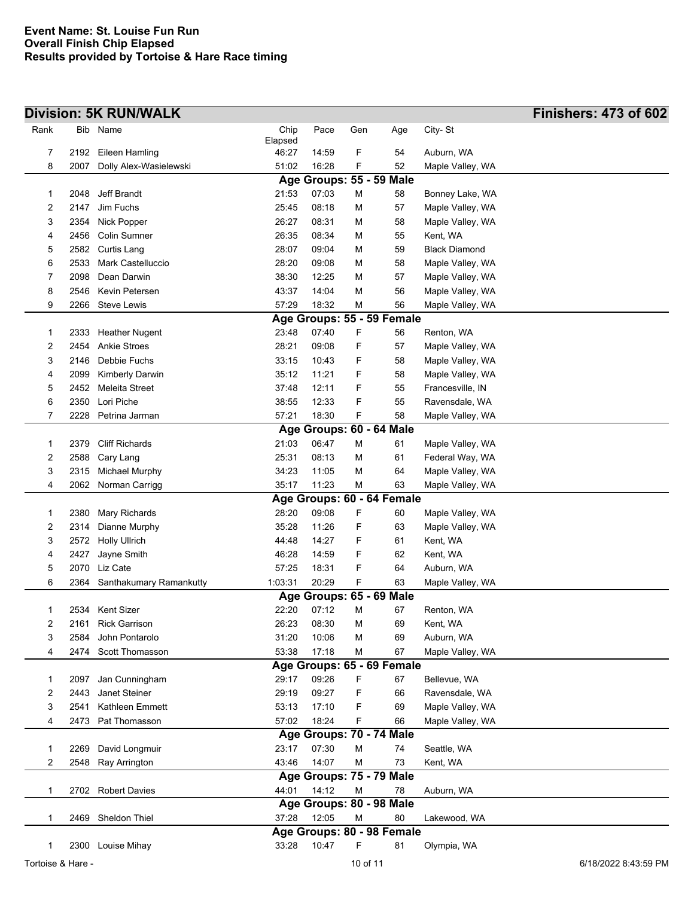**Event Name: St. Louise Fun Run**
**Overall Finish Chip Elapsed**
**Results provided by Tortoise & Hare Race timing**

## Division: 5K RUN/WALK

**Finishers: 473 of 602**

| Rank | Bib | Name | Chip Elapsed | Pace | Gen | Age | City- St |
|---|---|---|---|---|---|---|---|
| 7 | 2192 | Eileen Hamling | 46:27 | 14:59 | F | 54 | Auburn, WA |
| 8 | 2007 | Dolly Alex-Wasielewski | 51:02 | 16:28 | F | 52 | Maple Valley, WA |
| | | **Age Groups: 55 - 59 Male** | | | | | |
| 1 | 2048 | Jeff Brandt | 21:53 | 07:03 | M | 58 | Bonney Lake, WA |
| 2 | 2147 | Jim Fuchs | 25:45 | 08:18 | M | 57 | Maple Valley, WA |
| 3 | 2354 | Nick Popper | 26:27 | 08:31 | M | 58 | Maple Valley, WA |
| 4 | 2456 | Colin Sumner | 26:35 | 08:34 | M | 55 | Kent, WA |
| 5 | 2582 | Curtis Lang | 28:07 | 09:04 | M | 59 | Black Diamond |
| 6 | 2533 | Mark Castelluccio | 28:20 | 09:08 | M | 58 | Maple Valley, WA |
| 7 | 2098 | Dean Darwin | 38:30 | 12:25 | M | 57 | Maple Valley, WA |
| 8 | 2546 | Kevin Petersen | 43:37 | 14:04 | M | 56 | Maple Valley, WA |
| 9 | 2266 | Steve Lewis | 57:29 | 18:32 | M | 56 | Maple Valley, WA |
| | | **Age Groups: 55 - 59 Female** | | | | | |
| 1 | 2333 | Heather Nugent | 23:48 | 07:40 | F | 56 | Renton, WA |
| 2 | 2454 | Ankie Stroes | 28:21 | 09:08 | F | 57 | Maple Valley, WA |
| 3 | 2146 | Debbie Fuchs | 33:15 | 10:43 | F | 58 | Maple Valley, WA |
| 4 | 2099 | Kimberly Darwin | 35:12 | 11:21 | F | 58 | Maple Valley, WA |
| 5 | 2452 | Meleita Street | 37:48 | 12:11 | F | 55 | Francesville, IN |
| 6 | 2350 | Lori Piche | 38:55 | 12:33 | F | 55 | Ravensdale, WA |
| 7 | 2228 | Petrina Jarman | 57:21 | 18:30 | F | 58 | Maple Valley, WA |
| | | **Age Groups: 60 - 64 Male** | | | | | |
| 1 | 2379 | Cliff Richards | 21:03 | 06:47 | M | 61 | Maple Valley, WA |
| 2 | 2588 | Cary Lang | 25:31 | 08:13 | M | 61 | Federal Way, WA |
| 3 | 2315 | Michael Murphy | 34:23 | 11:05 | M | 64 | Maple Valley, WA |
| 4 | 2062 | Norman Carrigg | 35:17 | 11:23 | M | 63 | Maple Valley, WA |
| | | **Age Groups: 60 - 64 Female** | | | | | |
| 1 | 2380 | Mary Richards | 28:20 | 09:08 | F | 60 | Maple Valley, WA |
| 2 | 2314 | Dianne Murphy | 35:28 | 11:26 | F | 63 | Maple Valley, WA |
| 3 | 2572 | Holly Ullrich | 44:48 | 14:27 | F | 61 | Kent, WA |
| 4 | 2427 | Jayne Smith | 46:28 | 14:59 | F | 62 | Kent, WA |
| 5 | 2070 | Liz Cate | 57:25 | 18:31 | F | 64 | Auburn, WA |
| 6 | 2364 | Santhakumary Ramankutty | 1:03:31 | 20:29 | F | 63 | Maple Valley, WA |
| | | **Age Groups: 65 - 69 Male** | | | | | |
| 1 | 2534 | Kent Sizer | 22:20 | 07:12 | M | 67 | Renton, WA |
| 2 | 2161 | Rick Garrison | 26:23 | 08:30 | M | 69 | Kent, WA |
| 3 | 2584 | John Pontarolo | 31:20 | 10:06 | M | 69 | Auburn, WA |
| 4 | 2474 | Scott Thomasson | 53:38 | 17:18 | M | 67 | Maple Valley, WA |
| | | **Age Groups: 65 - 69 Female** | | | | | |
| 1 | 2097 | Jan Cunningham | 29:17 | 09:26 | F | 67 | Bellevue, WA |
| 2 | 2443 | Janet Steiner | 29:19 | 09:27 | F | 66 | Ravensdale, WA |
| 3 | 2541 | Kathleen Emmett | 53:13 | 17:10 | F | 69 | Maple Valley, WA |
| 4 | 2473 | Pat Thomasson | 57:02 | 18:24 | F | 66 | Maple Valley, WA |
| | | **Age Groups: 70 - 74 Male** | | | | | |
| 1 | 2269 | David Longmuir | 23:17 | 07:30 | M | 74 | Seattle, WA |
| 2 | 2548 | Ray Arrington | 43:46 | 14:07 | M | 73 | Kent, WA |
| | | **Age Groups: 75 - 79 Male** | | | | | |
| 1 | 2702 | Robert Davies | 44:01 | 14:12 | M | 78 | Auburn, WA |
| | | **Age Groups: 80 - 98 Male** | | | | | |
| 1 | 2469 | Sheldon Thiel | 37:28 | 12:05 | M | 80 | Lakewood, WA |
| | | **Age Groups: 80 - 98 Female** | | | | | |
| 1 | 2300 | Louise Mihay | 33:28 | 10:47 | F | 81 | Olympia, WA |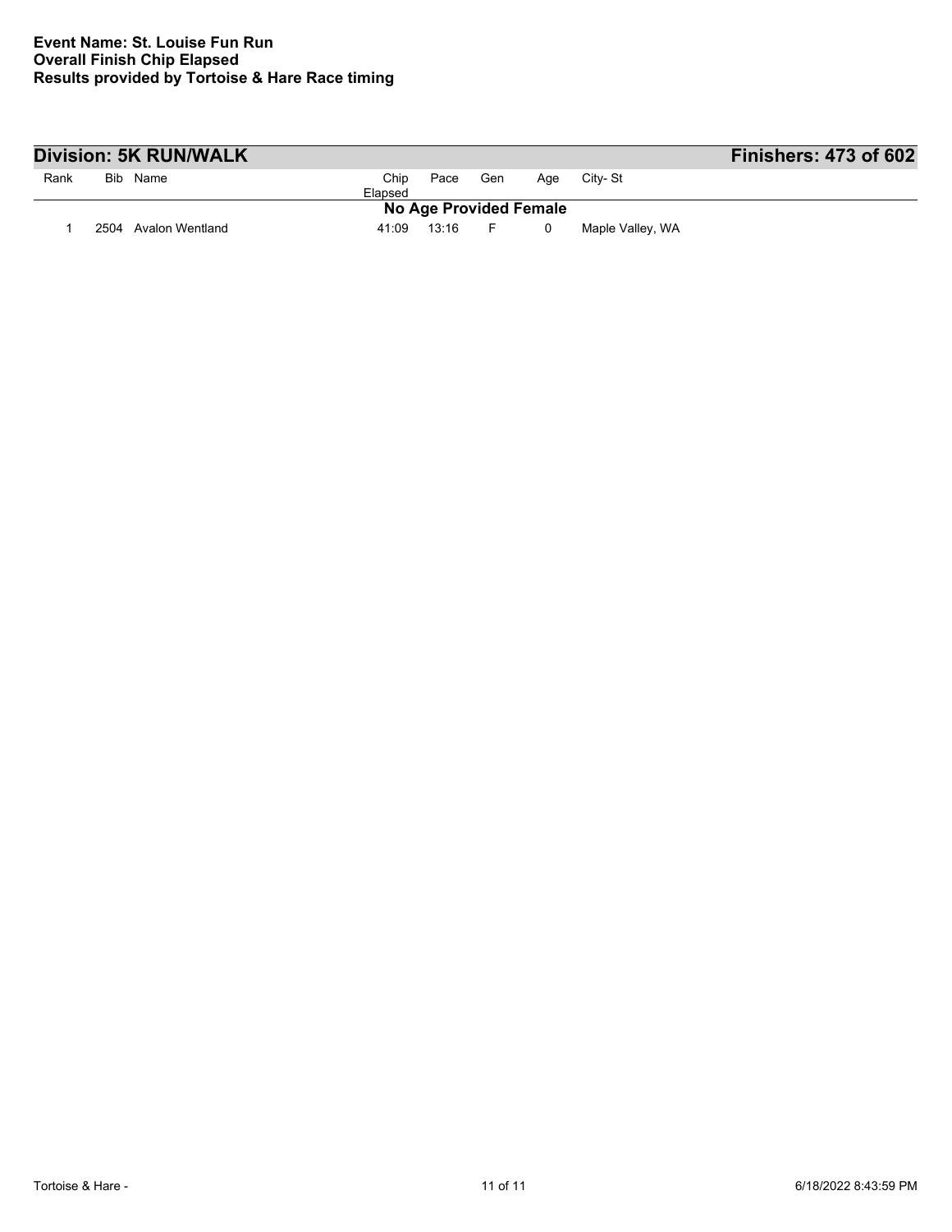**Event Name: St. Louise Fun Run**
**Overall Finish Chip Elapsed**
**Results provided by Tortoise & Hare Race timing**

## Division: 5K RUN/WALK — Finishers: 473 of 602

| Rank | Bib | Name | Chip Elapsed | Pace | Gen | Age | City- St |
|---|---|---|---|---|---|---|---|
| **No Age Provided Female** | | | | | | | |
| 1 | 2504 | Avalon Wentland | 41:09 | 13:16 | F | 0 | Maple Valley, WA |